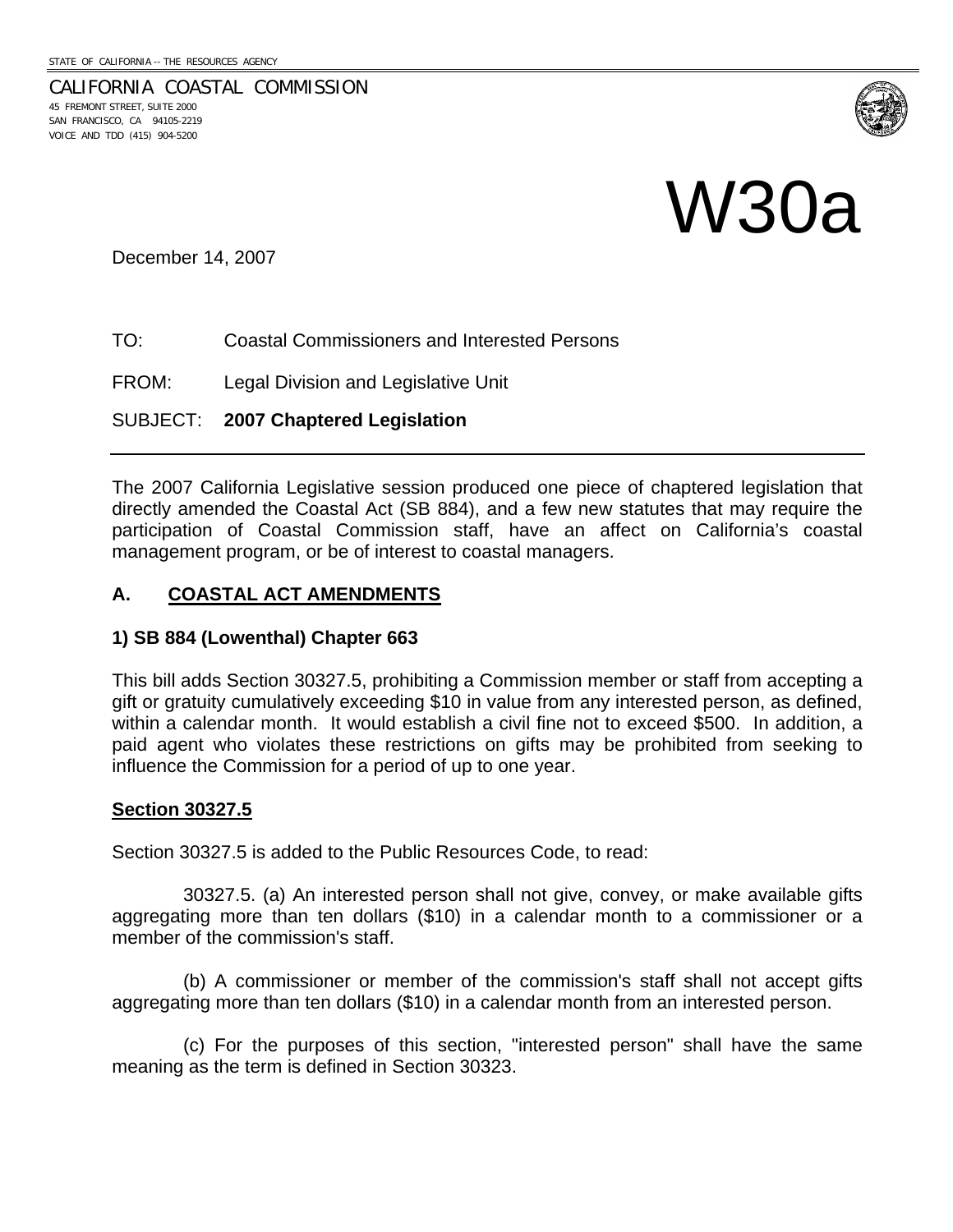STATE OF CALIFORNIA -- THE RESOURCES AGENCY

CALIFORNIA COASTAL COMMISSION
45 FREMONT STREET, SUITE 2000
SAN FRANCISCO, CA 94105-2219
VOICE AND TDD (415) 904-5200

# W30a

December 14, 2007

TO: Coastal Commissioners and Interested Persons

FROM: Legal Division and Legislative Unit

SUBJECT: **2007 Chaptered Legislation**

---

The 2007 California Legislative session produced one piece of chaptered legislation that directly amended the Coastal Act (SB 884), and a few new statutes that may require the participation of Coastal Commission staff, have an affect on California's coastal management program, or be of interest to coastal managers.

## A. COASTAL ACT AMENDMENTS

### 1) SB 884 (Lowenthal) Chapter 663

This bill adds Section 30327.5, prohibiting a Commission member or staff from accepting a gift or gratuity cumulatively exceeding $10 in value from any interested person, as defined, within a calendar month. It would establish a civil fine not to exceed $500. In addition, a paid agent who violates these restrictions on gifts may be prohibited from seeking to influence the Commission for a period of up to one year.

**Section 30327.5**

Section 30327.5 is added to the Public Resources Code, to read:

30327.5. (a) An interested person shall not give, convey, or make available gifts aggregating more than ten dollars ($10) in a calendar month to a commissioner or a member of the commission's staff.

(b) A commissioner or member of the commission's staff shall not accept gifts aggregating more than ten dollars ($10) in a calendar month from an interested person.

(c) For the purposes of this section, "interested person" shall have the same meaning as the term is defined in Section 30323.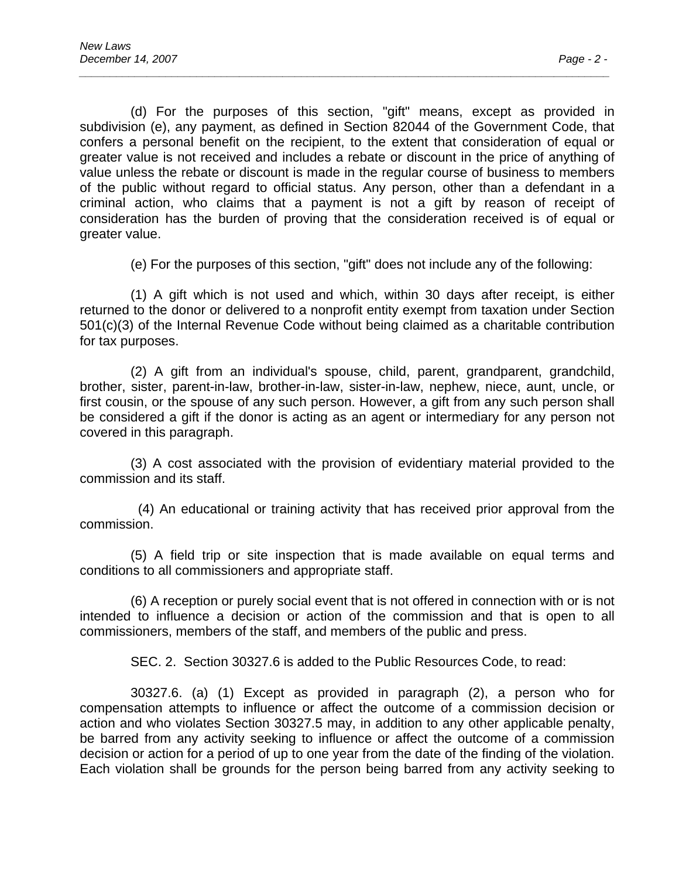(d) For the purposes of this section, "gift" means, except as provided in subdivision (e), any payment, as defined in Section 82044 of the Government Code, that confers a personal benefit on the recipient, to the extent that consideration of equal or greater value is not received and includes a rebate or discount in the price of anything of value unless the rebate or discount is made in the regular course of business to members of the public without regard to official status. Any person, other than a defendant in a criminal action, who claims that a payment is not a gift by reason of receipt of consideration has the burden of proving that the consideration received is of equal or greater value.

(e) For the purposes of this section, "gift" does not include any of the following:

(1) A gift which is not used and which, within 30 days after receipt, is either returned to the donor or delivered to a nonprofit entity exempt from taxation under Section 501(c)(3) of the Internal Revenue Code without being claimed as a charitable contribution for tax purposes.

(2) A gift from an individual's spouse, child, parent, grandparent, grandchild, brother, sister, parent-in-law, brother-in-law, sister-in-law, nephew, niece, aunt, uncle, or first cousin, or the spouse of any such person. However, a gift from any such person shall be considered a gift if the donor is acting as an agent or intermediary for any person not covered in this paragraph.

(3) A cost associated with the provision of evidentiary material provided to the commission and its staff.

(4) An educational or training activity that has received prior approval from the commission.

(5) A field trip or site inspection that is made available on equal terms and conditions to all commissioners and appropriate staff.

(6) A reception or purely social event that is not offered in connection with or is not intended to influence a decision or action of the commission and that is open to all commissioners, members of the staff, and members of the public and press.

SEC. 2. Section 30327.6 is added to the Public Resources Code, to read:

30327.6. (a) (1) Except as provided in paragraph (2), a person who for compensation attempts to influence or affect the outcome of a commission decision or action and who violates Section 30327.5 may, in addition to any other applicable penalty, be barred from any activity seeking to influence or affect the outcome of a commission decision or action for a period of up to one year from the date of the finding of the violation. Each violation shall be grounds for the person being barred from any activity seeking to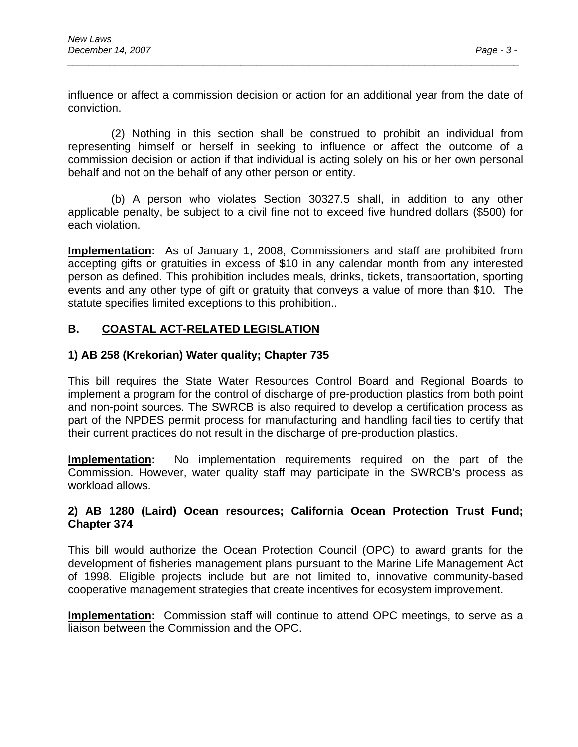influence or affect a commission decision or action for an additional year from the date of conviction.

(2) Nothing in this section shall be construed to prohibit an individual from representing himself or herself in seeking to influence or affect the outcome of a commission decision or action if that individual is acting solely on his or her own personal behalf and not on the behalf of any other person or entity.

(b) A person who violates Section 30327.5 shall, in addition to any other applicable penalty, be subject to a civil fine not to exceed five hundred dollars ($500) for each violation.

**Implementation:** As of January 1, 2008, Commissioners and staff are prohibited from accepting gifts or gratuities in excess of $10 in any calendar month from any interested person as defined. This prohibition includes meals, drinks, tickets, transportation, sporting events and any other type of gift or gratuity that conveys a value of more than $10. The statute specifies limited exceptions to this prohibition..

## B. COASTAL ACT-RELATED LEGISLATION

### 1) AB 258 (Krekorian) Water quality; Chapter 735

This bill requires the State Water Resources Control Board and Regional Boards to implement a program for the control of discharge of pre-production plastics from both point and non-point sources. The SWRCB is also required to develop a certification process as part of the NPDES permit process for manufacturing and handling facilities to certify that their current practices do not result in the discharge of pre-production plastics.

**Implementation:** No implementation requirements required on the part of the Commission. However, water quality staff may participate in the SWRCB's process as workload allows.

### 2) AB 1280 (Laird) Ocean resources; California Ocean Protection Trust Fund; Chapter 374

This bill would authorize the Ocean Protection Council (OPC) to award grants for the development of fisheries management plans pursuant to the Marine Life Management Act of 1998. Eligible projects include but are not limited to, innovative community-based cooperative management strategies that create incentives for ecosystem improvement.

**Implementation:** Commission staff will continue to attend OPC meetings, to serve as a liaison between the Commission and the OPC.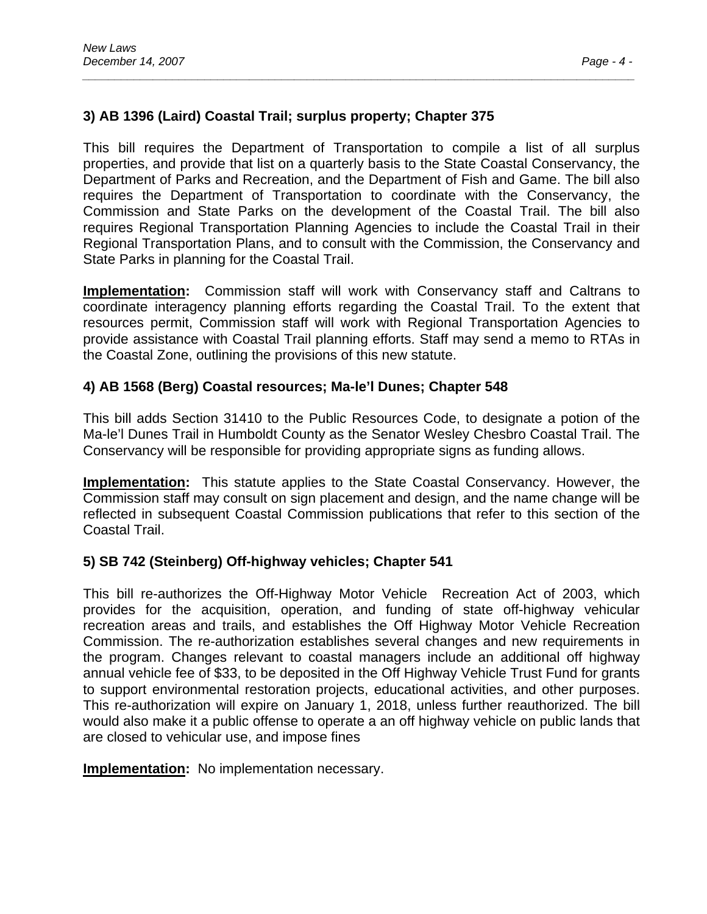### 3) AB 1396 (Laird) Coastal Trail; surplus property; Chapter 375

This bill requires the Department of Transportation to compile a list of all surplus properties, and provide that list on a quarterly basis to the State Coastal Conservancy, the Department of Parks and Recreation, and the Department of Fish and Game. The bill also requires the Department of Transportation to coordinate with the Conservancy, the Commission and State Parks on the development of the Coastal Trail. The bill also requires Regional Transportation Planning Agencies to include the Coastal Trail in their Regional Transportation Plans, and to consult with the Commission, the Conservancy and State Parks in planning for the Coastal Trail.

**Implementation:** Commission staff will work with Conservancy staff and Caltrans to coordinate interagency planning efforts regarding the Coastal Trail. To the extent that resources permit, Commission staff will work with Regional Transportation Agencies to provide assistance with Coastal Trail planning efforts. Staff may send a memo to RTAs in the Coastal Zone, outlining the provisions of this new statute.

### 4) AB 1568 (Berg) Coastal resources; Ma-le'l Dunes; Chapter 548

This bill adds Section 31410 to the Public Resources Code, to designate a potion of the Ma-le'l Dunes Trail in Humboldt County as the Senator Wesley Chesbro Coastal Trail. The Conservancy will be responsible for providing appropriate signs as funding allows.

**Implementation:** This statute applies to the State Coastal Conservancy. However, the Commission staff may consult on sign placement and design, and the name change will be reflected in subsequent Coastal Commission publications that refer to this section of the Coastal Trail.

### 5) SB 742 (Steinberg) Off-highway vehicles; Chapter 541

This bill re-authorizes the Off-Highway Motor Vehicle Recreation Act of 2003, which provides for the acquisition, operation, and funding of state off-highway vehicular recreation areas and trails, and establishes the Off Highway Motor Vehicle Recreation Commission. The re-authorization establishes several changes and new requirements in the program. Changes relevant to coastal managers include an additional off highway annual vehicle fee of $33, to be deposited in the Off Highway Vehicle Trust Fund for grants to support environmental restoration projects, educational activities, and other purposes. This re-authorization will expire on January 1, 2018, unless further reauthorized. The bill would also make it a public offense to operate a an off highway vehicle on public lands that are closed to vehicular use, and impose fines

**Implementation:** No implementation necessary.